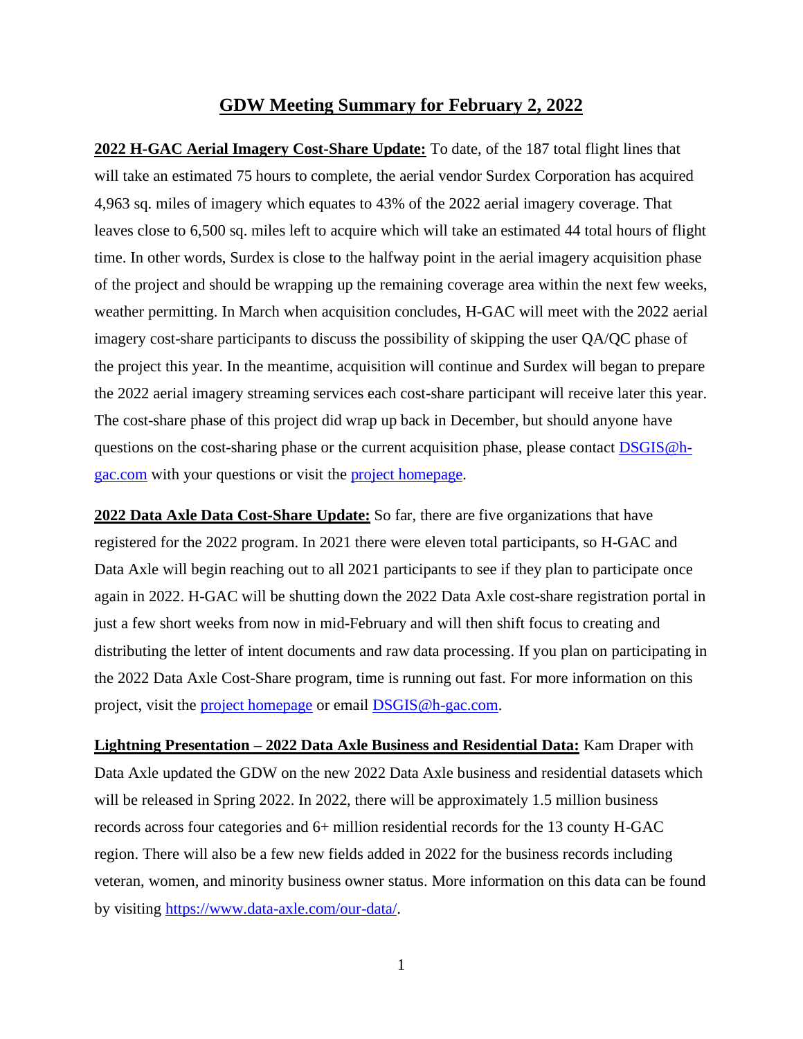# GDW Meeting Summary for February 2, 2022

**2022 H-GAC Aerial Imagery Cost-Share Update:** To date, of the 187 total flight lines that will take an estimated 75 hours to complete, the aerial vendor Surdex Corporation has acquired 4,963 sq. miles of imagery which equates to 43% of the 2022 aerial imagery coverage. That leaves close to 6,500 sq. miles left to acquire which will take an estimated 44 total hours of flight time. In other words, Surdex is close to the halfway point in the aerial imagery acquisition phase of the project and should be wrapping up the remaining coverage area within the next few weeks, weather permitting. In March when acquisition concludes, H-GAC will meet with the 2022 aerial imagery cost-share participants to discuss the possibility of skipping the user QA/QC phase of the project this year. In the meantime, acquisition will continue and Surdex will began to prepare the 2022 aerial imagery streaming services each cost-share participant will receive later this year. The cost-share phase of this project did wrap up back in December, but should anyone have questions on the cost-sharing phase or the current acquisition phase, please contact [DSGIS@h-gac.com](mailto:DSGIS@h-gac.com) with your questions or visit the [project homepage](#).

**2022 Data Axle Data Cost-Share Update:** So far, there are five organizations that have registered for the 2022 program. In 2021 there were eleven total participants, so H-GAC and Data Axle will begin reaching out to all 2021 participants to see if they plan to participate once again in 2022. H-GAC will be shutting down the 2022 Data Axle cost-share registration portal in just a few short weeks from now in mid-February and will then shift focus to creating and distributing the letter of intent documents and raw data processing. If you plan on participating in the 2022 Data Axle Cost-Share program, time is running out fast. For more information on this project, visit the [project homepage](#) or email [DSGIS@h-gac.com](mailto:DSGIS@h-gac.com).

**Lightning Presentation – 2022 Data Axle Business and Residential Data:** Kam Draper with Data Axle updated the GDW on the new 2022 Data Axle business and residential datasets which will be released in Spring 2022. In 2022, there will be approximately 1.5 million business records across four categories and 6+ million residential records for the 13 county H-GAC region. There will also be a few new fields added in 2022 for the business records including veteran, women, and minority business owner status. More information on this data can be found by visiting [https://www.data-axle.com/our-data/](https://www.data-axle.com/our-data/).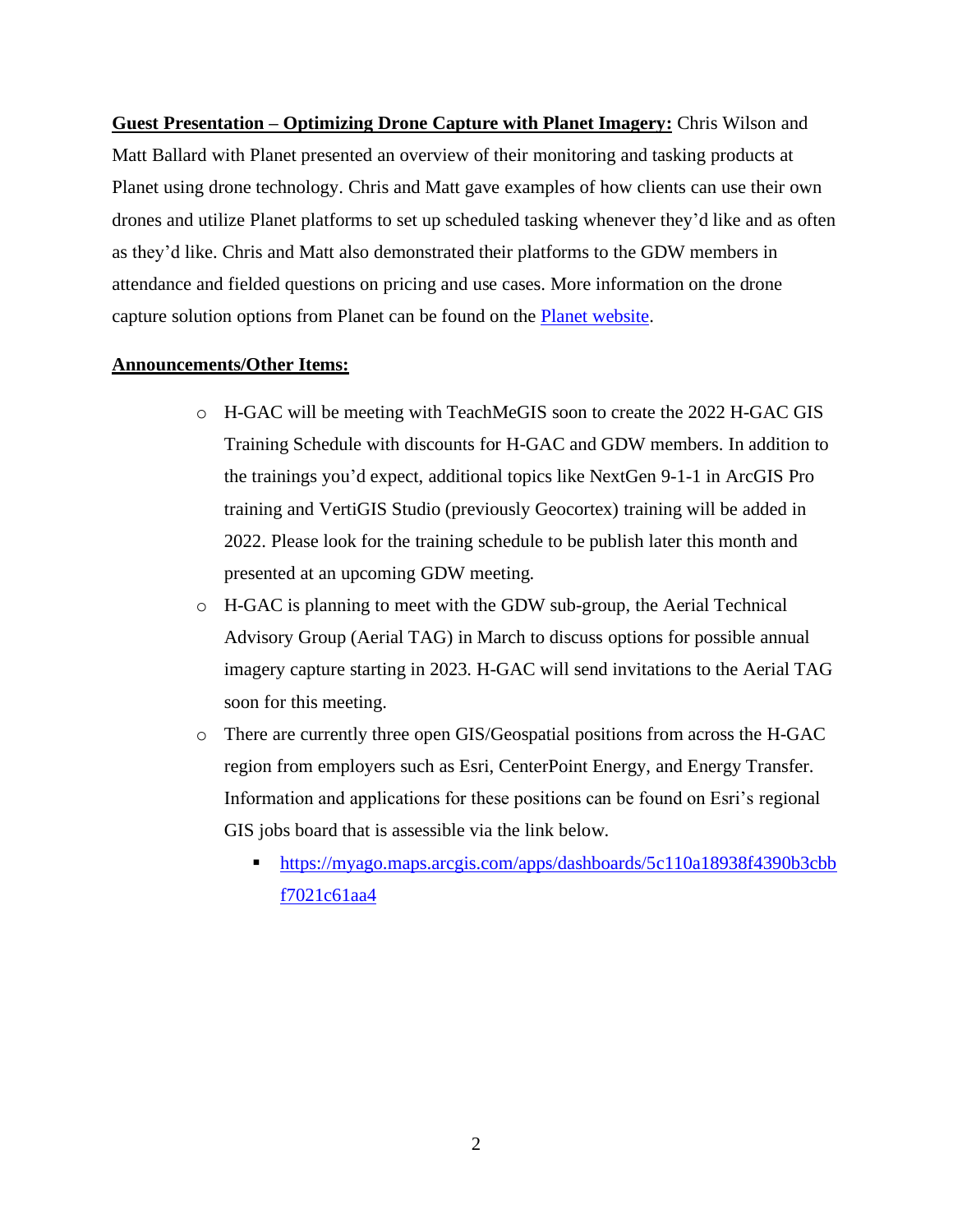**<u>Guest Presentation – Optimizing Drone Capture with Planet Imagery:</u>** Chris Wilson and Matt Ballard with Planet presented an overview of their monitoring and tasking products at Planet using drone technology. Chris and Matt gave examples of how clients can use their own drones and utilize Planet platforms to set up scheduled tasking whenever they'd like and as often as they'd like. Chris and Matt also demonstrated their platforms to the GDW members in attendance and fielded questions on pricing and use cases. More information on the drone capture solution options from Planet can be found on the Planet website.

**<u>Announcements/Other Items:</u>**

- H-GAC will be meeting with TeachMeGIS soon to create the 2022 H-GAC GIS Training Schedule with discounts for H-GAC and GDW members. In addition to the trainings you'd expect, additional topics like NextGen 9-1-1 in ArcGIS Pro training and VertiGIS Studio (previously Geocortex) training will be added in 2022. Please look for the training schedule to be publish later this month and presented at an upcoming GDW meeting.
- H-GAC is planning to meet with the GDW sub-group, the Aerial Technical Advisory Group (Aerial TAG) in March to discuss options for possible annual imagery capture starting in 2023. H-GAC will send invitations to the Aerial TAG soon for this meeting.
- There are currently three open GIS/Geospatial positions from across the H-GAC region from employers such as Esri, CenterPoint Energy, and Energy Transfer. Information and applications for these positions can be found on Esri's regional GIS jobs board that is assessible via the link below.
  - https://myago.maps.arcgis.com/apps/dashboards/5c110a18938f4390b3cbbf7021c61aa4